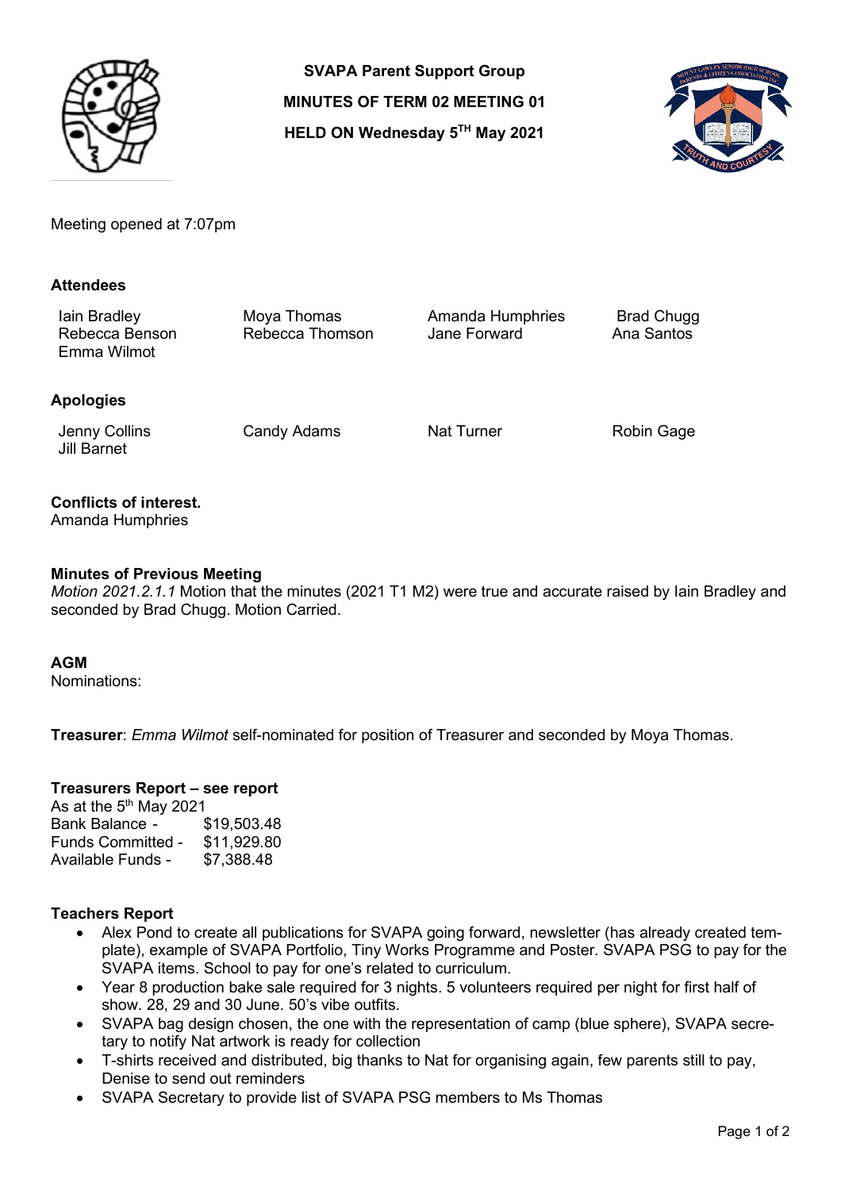**SVAPA Parent Support Group**

**MINUTES OF TERM 02 MEETING 01**

**HELD ON Wednesday 5TH May 2021**

Meeting opened at 7:07pm

### Attendees

| | | | |
|---|---|---|---|
| Iain Bradley | Moya Thomas | Amanda Humphries | Brad Chugg |
| Rebecca Benson | Rebecca Thomson | Jane Forward | Ana Santos |
| Emma Wilmot | | | |

### Apologies

| | | | |
|---|---|---|---|
| Jenny Collins | Candy Adams | Nat Turner | Robin Gage |
| Jill Barnet | | | |

### Conflicts of interest.

Amanda Humphries

### Minutes of Previous Meeting

*Motion 2021.2.1.1* Motion that the minutes (2021 T1 M2) were true and accurate raised by Iain Bradley and seconded by Brad Chugg. Motion Carried.

### AGM

Nominations:

**Treasurer**: *Emma Wilmot* self-nominated for position of Treasurer and seconded by Moya Thomas.

### Treasurers Report – see report

As at the 5th May 2021

| | |
|---|---|
| Bank Balance - | $19,503.48 |
| Funds Committed - | $11,929.80 |
| Available Funds - | $7,388.48 |

### Teachers Report

- Alex Pond to create all publications for SVAPA going forward, newsletter (has already created template), example of SVAPA Portfolio, Tiny Works Programme and Poster. SVAPA PSG to pay for the SVAPA items. School to pay for one's related to curriculum.
- Year 8 production bake sale required for 3 nights. 5 volunteers required per night for first half of show. 28, 29 and 30 June. 50's vibe outfits.
- SVAPA bag design chosen, the one with the representation of camp (blue sphere), SVAPA secretary to notify Nat artwork is ready for collection
- T-shirts received and distributed, big thanks to Nat for organising again, few parents still to pay, Denise to send out reminders
- SVAPA Secretary to provide list of SVAPA PSG members to Ms Thomas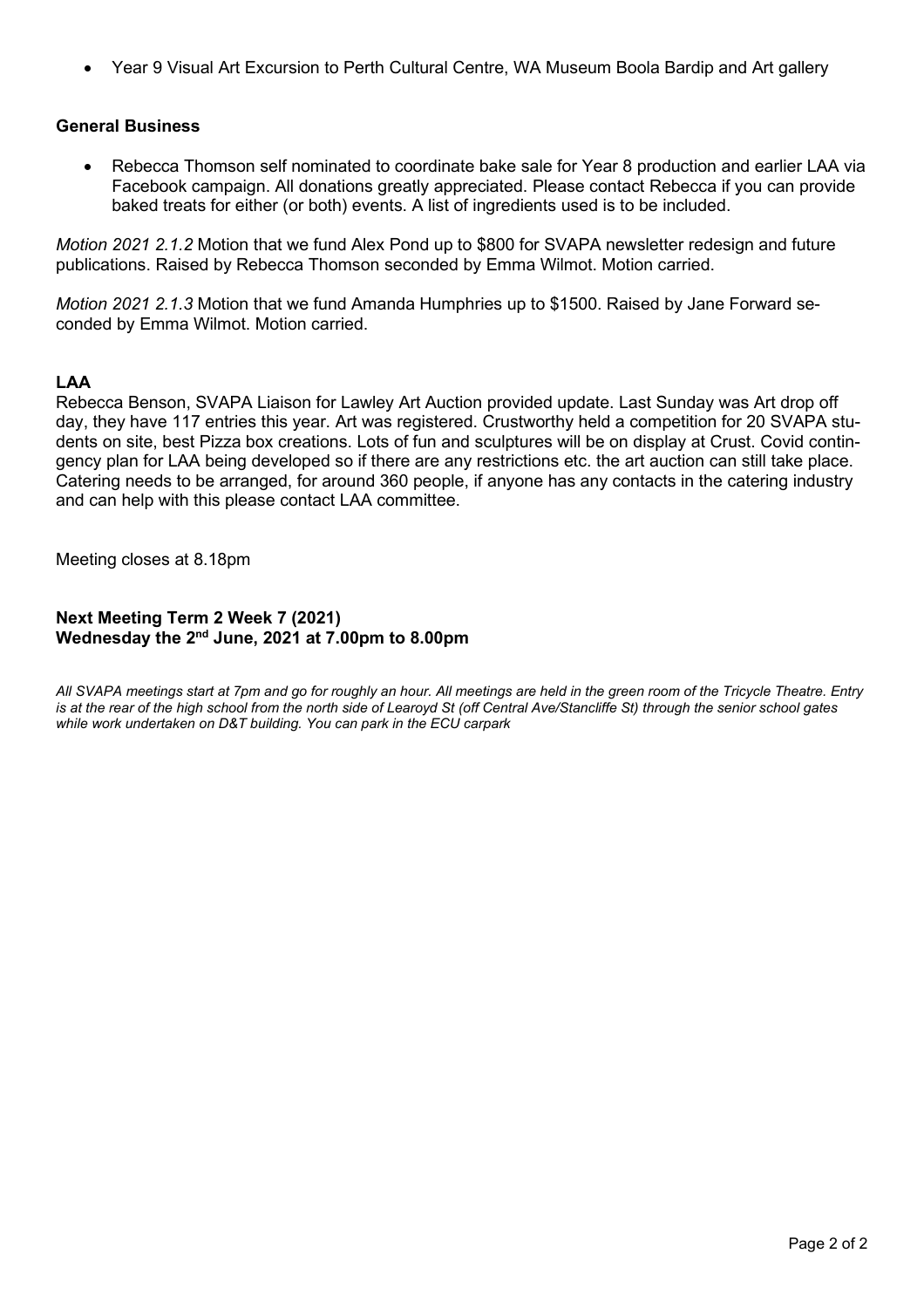- Year 9 Visual Art Excursion to Perth Cultural Centre, WA Museum Boola Bardip and Art gallery

**General Business**

- Rebecca Thomson self nominated to coordinate bake sale for Year 8 production and earlier LAA via Facebook campaign. All donations greatly appreciated. Please contact Rebecca if you can provide baked treats for either (or both) events. A list of ingredients used is to be included.

*Motion 2021 2.1.2* Motion that we fund Alex Pond up to $800 for SVAPA newsletter redesign and future publications. Raised by Rebecca Thomson seconded by Emma Wilmot. Motion carried.

*Motion 2021 2.1.3* Motion that we fund Amanda Humphries up to $1500. Raised by Jane Forward seconded by Emma Wilmot. Motion carried.

**LAA**

Rebecca Benson, SVAPA Liaison for Lawley Art Auction provided update. Last Sunday was Art drop off day, they have 117 entries this year. Art was registered. Crustworthy held a competition for 20 SVAPA students on site, best Pizza box creations. Lots of fun and sculptures will be on display at Crust. Covid contingency plan for LAA being developed so if there are any restrictions etc. the art auction can still take place. Catering needs to be arranged, for around 360 people, if anyone has any contacts in the catering industry and can help with this please contact LAA committee.

Meeting closes at 8.18pm

**Next Meeting Term 2 Week 7 (2021)**
**Wednesday the 2nd June, 2021 at 7.00pm to 8.00pm**

*All SVAPA meetings start at 7pm and go for roughly an hour. All meetings are held in the green room of the Tricycle Theatre. Entry is at the rear of the high school from the north side of Learoyd St (off Central Ave/Stancliffe St) through the senior school gates while work undertaken on D&T building. You can park in the ECU carpark*